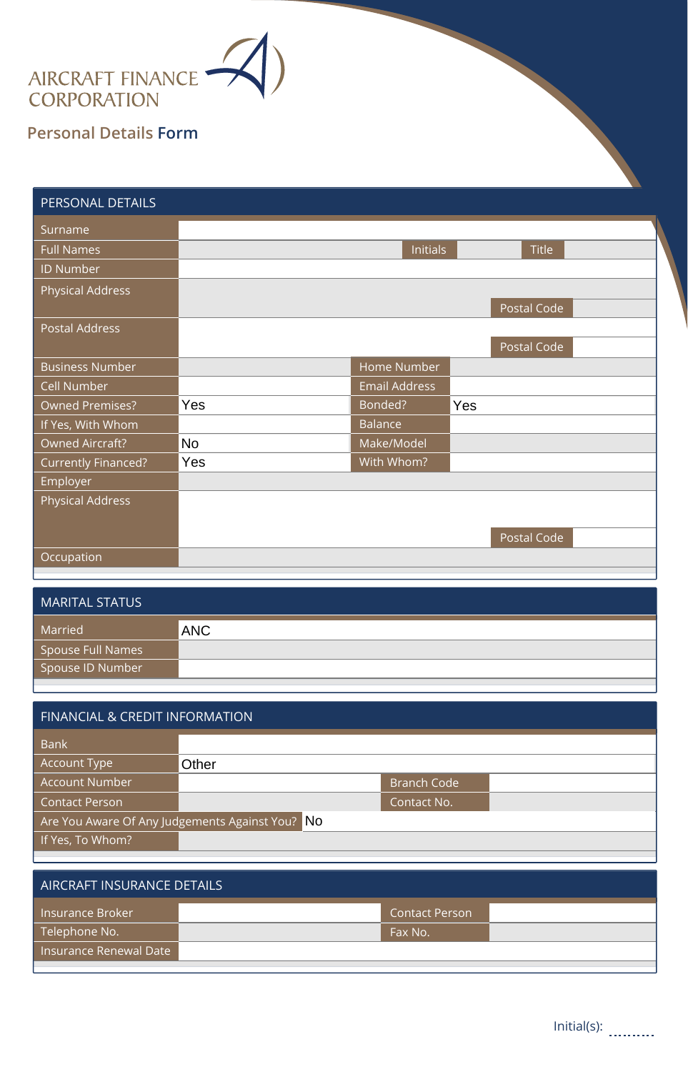AIRCRAFT FINANCE CORPORATION

# Personal Details Form

## PERSONAL DETAILS

| Field | Value | Field | Value | Field | Value |
|---|---|---|---|---|---|
| Surname | | | | | |
| Full Names | | Initials | | Title | |
| ID Number | | | | | |
| Physical Address | | | | Postal Code | |
| Postal Address | | | | Postal Code | |
| Business Number | | Home Number | | | |
| Cell Number | | Email Address | | | |
| Owned Premises? | Yes | Bonded? | Yes | | |
| If Yes, With Whom | | Balance | | | |
| Owned Aircraft? | No | Make/Model | | | |
| Currently Financed? | Yes | With Whom? | | | |
| Employer | | | | | |
| Physical Address | | | | Postal Code | |
| Occupation | | | | | |

## MARITAL STATUS

| Field | Value |
|---|---|
| Married | ANC |
| Spouse Full Names | |
| Spouse ID Number | |

## FINANCIAL & CREDIT INFORMATION

| Field | Value | Field | Value |
|---|---|---|---|
| Bank | | | |
| Account Type | Other | | |
| Account Number | | Branch Code | |
| Contact Person | | Contact No. | |
| Are You Aware Of Any Judgements Against You? | No | | |
| If Yes, To Whom? | | | |

## AIRCRAFT INSURANCE DETAILS

| Field | Value | Field | Value |
|---|---|---|---|
| Insurance Broker | | Contact Person | |
| Telephone No. | | Fax No. | |
| Insurance Renewal Date | | | |

Initial(s): .........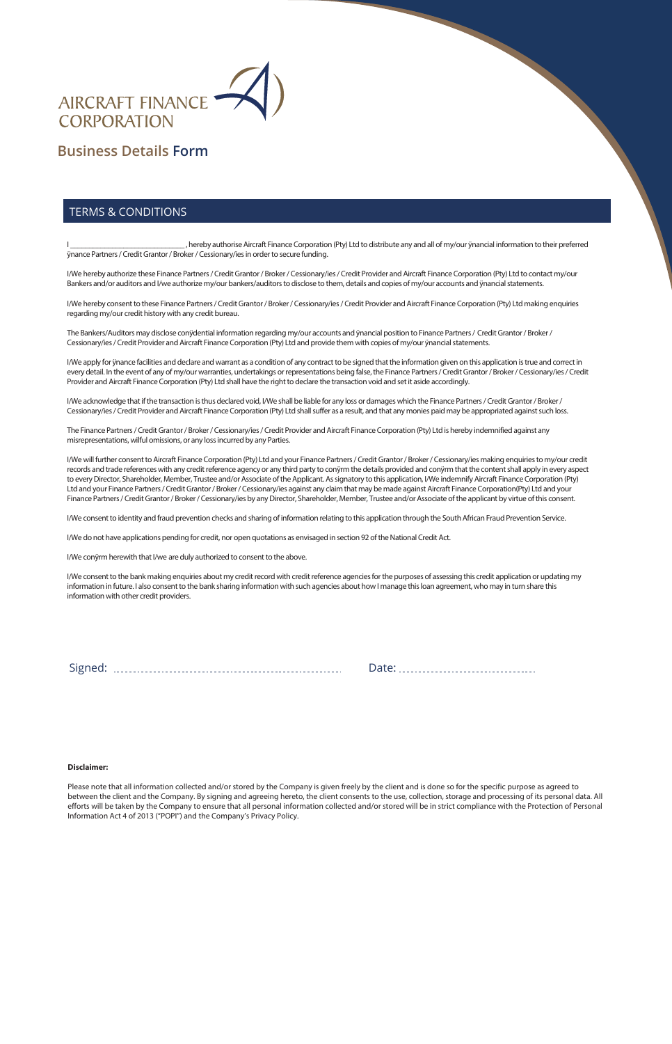AIRCRAFT FINANCE
CORPORATION

# Business Details Form

## TERMS & CONDITIONS

I ______________________________, hereby authorise Aircraft Finance Corporation (Pty) Ltd to distribute any and all of my/our ÿnancial information to their preferred ÿnance Partners / Credit Grantor / Broker / Cessionary/ies in order to secure funding.

I/We hereby authorize these Finance Partners / Credit Grantor / Broker / Cessionary/ies / Credit Provider and Aircraft Finance Corporation (Pty) Ltd to contact my/our Bankers and/or auditors and I/we authorize my/our bankers/auditors to disclose to them, details and copies of my/our accounts and ÿnancial statements.

I/We hereby consent to these Finance Partners / Credit Grantor / Broker / Cessionary/ies / Credit Provider and Aircraft Finance Corporation (Pty) Ltd making enquiries regarding my/our credit history with any credit bureau.

The Bankers/Auditors may disclose conÿdential information regarding my/our accounts and ÿnancial position to Finance Partners / Credit Grantor / Broker / Cessionary/ies / Credit Provider and Aircraft Finance Corporation (Pty) Ltd and provide them with copies of my/our ÿnancial statements.

I/We apply for ÿnance facilities and declare and warrant as a condition of any contract to be signed that the information given on this application is true and correct in every detail. In the event of any of my/our warranties, undertakings or representations being false, the Finance Partners / Credit Grantor / Broker / Cessionary/ies / Credit Provider and Aircraft Finance Corporation (Pty) Ltd shall have the right to declare the transaction void and set it aside accordingly.

I/We acknowledge that if the transaction is thus declared void, I/We shall be liable for any loss or damages which the Finance Partners / Credit Grantor / Broker / Cessionary/ies / Credit Provider and Aircraft Finance Corporation (Pty) Ltd shall suffer as a result, and that any monies paid may be appropriated against such loss.

The Finance Partners / Credit Grantor / Broker / Cessionary/ies / Credit Provider and Aircraft Finance Corporation (Pty) Ltd is hereby indemnified against any misrepresentations, wilful omissions, or any loss incurred by any Parties.

I/We will further consent to Aircraft Finance Corporation (Pty) Ltd and your Finance Partners / Credit Grantor / Broker / Cessionary/ies making enquiries to my/our credit records and trade references with any credit reference agency or any third party to conÿrm the details provided and conÿrm that the content shall apply in every aspect to every Director, Shareholder, Member, Trustee and/or Associate of the Applicant. As signatory to this application, I/We indemnify Aircraft Finance Corporation (Pty) Ltd and your Finance Partners / Credit Grantor / Broker / Cessionary/ies against any claim that may be made against Aircraft Finance Corporation(Pty) Ltd and your Finance Partners / Credit Grantor / Broker / Cessionary/ies by any Director, Shareholder, Member, Trustee and/or Associate of the applicant by virtue of this consent.

I/We consent to identity and fraud prevention checks and sharing of information relating to this application through the South African Fraud Prevention Service.

I/We do not have applications pending for credit, nor open quotations as envisaged in section 92 of the National Credit Act.

I/We conÿrm herewith that I/we are duly authorized to consent to the above.

I/We consent to the bank making enquiries about my credit record with credit reference agencies for the purposes of assessing this credit application or updating my information in future. I also consent to the bank sharing information with such agencies about how I manage this loan agreement, who may in turn share this information with other credit providers.

Signed: ................................................................ Date: ....................................

**Disclaimer:**

Please note that all information collected and/or stored by the Company is given freely by the client and is done so for the specific purpose as agreed to between the client and the Company. By signing and agreeing hereto, the client consents to the use, collection, storage and processing of its personal data. All efforts will be taken by the Company to ensure that all personal information collected and/or stored will be in strict compliance with the Protection of Personal Information Act 4 of 2013 ("POPI") and the Company's Privacy Policy.